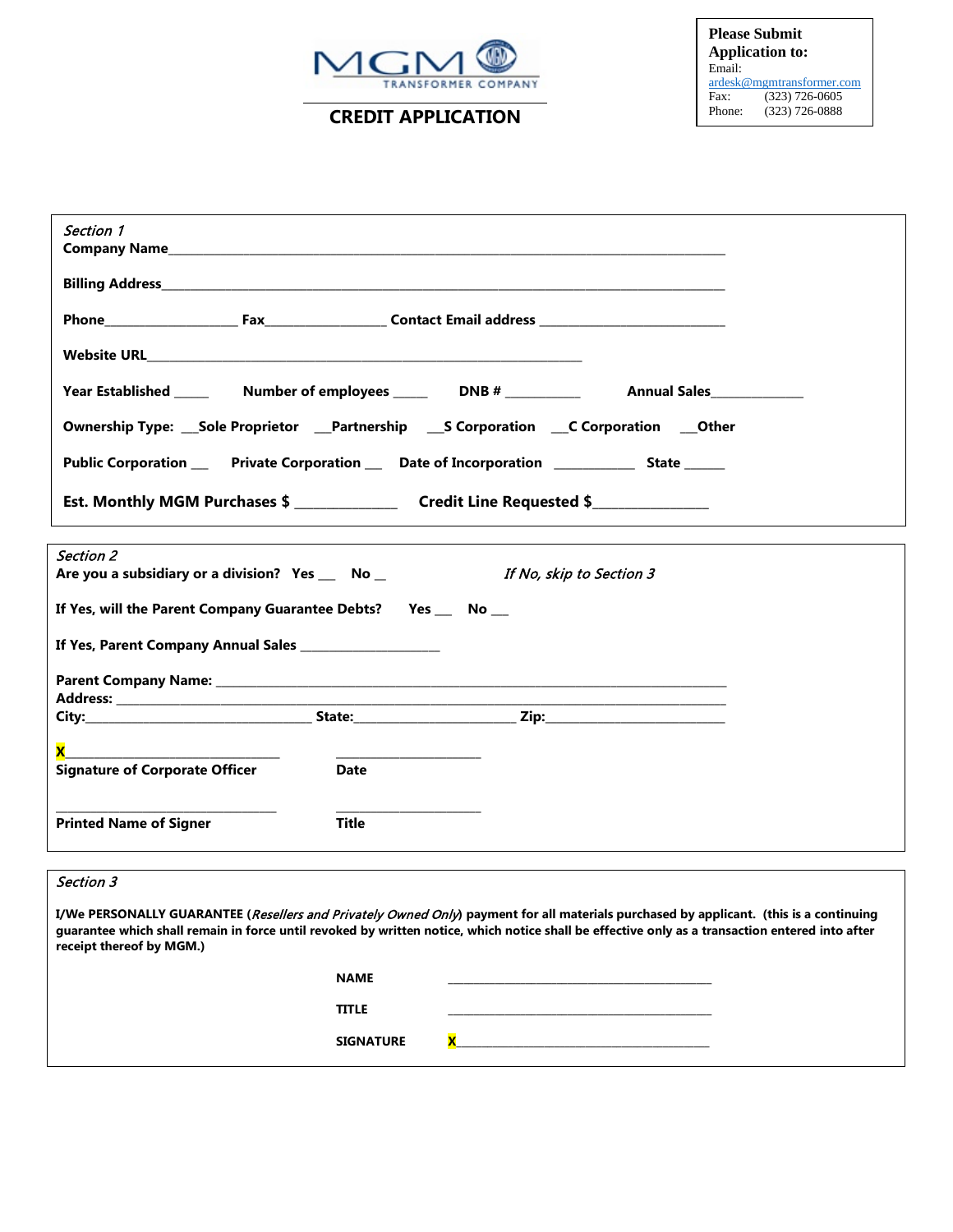MGM TRANSFORMER COMPANY

# CREDIT APPLICATION

**Please Submit Application to:**
Email: ardesk@mgmtransformer.com
Fax: (323) 726-0605
Phone: (323) 726-0888

*Section 1*

**Company Name**\_\_\_\_\_\_\_\_\_\_\_\_\_\_\_\_\_\_\_\_\_\_\_\_\_\_\_\_\_\_\_\_\_\_\_\_\_\_\_\_\_\_\_\_\_\_\_\_\_\_\_\_\_\_\_\_\_\_\_\_

**Billing Address**\_\_\_\_\_\_\_\_\_\_\_\_\_\_\_\_\_\_\_\_\_\_\_\_\_\_\_\_\_\_\_\_\_\_\_\_\_\_\_\_\_\_\_\_\_\_\_\_\_\_\_\_\_\_\_\_\_\_\_\_

**Phone**\_\_\_\_\_\_\_\_\_\_\_\_\_\_\_\_\_\_ **Fax**\_\_\_\_\_\_\_\_\_\_\_\_\_\_\_\_\_\_ **Contact Email address** \_\_\_\_\_\_\_\_\_\_\_\_\_\_\_\_\_\_\_\_\_\_\_\_\_\_

**Website URL**\_\_\_\_\_\_\_\_\_\_\_\_\_\_\_\_\_\_\_\_\_\_\_\_\_\_\_\_\_\_\_\_\_\_\_\_\_\_\_\_\_\_\_\_\_\_\_\_\_\_\_\_\_\_\_\_\_

**Year Established** \_\_\_\_\_ **Number of employees** \_\_\_\_\_ **DNB #** \_\_\_\_\_\_\_\_\_\_ **Annual Sales**\_\_\_\_\_\_\_\_\_\_\_\_\_

**Ownership Type:** \_\_**Sole Proprietor** \_\_**Partnership** \_\_**S Corporation** \_\_**C Corporation** \_\_**Other**

**Public Corporation** \_\_ **Private Corporation** \_\_ **Date of Incorporation** \_\_\_\_\_\_\_\_\_\_\_ **State** \_\_\_\_\_

**Est. Monthly MGM Purchases $** \_\_\_\_\_\_\_\_\_\_\_\_\_\_ **Credit Line Requested $**\_\_\_\_\_\_\_\_\_\_\_\_\_\_\_

*Section 2*

**Are you a subsidiary or a division? Yes** \_\_ **No** \_ *If No, skip to Section 3*

**If Yes, will the Parent Company Guarantee Debts? Yes** \_\_ **No** \_\_

**If Yes, Parent Company Annual Sales** \_\_\_\_\_\_\_\_\_\_\_\_\_\_\_\_\_\_\_\_

**Parent Company Name:** \_\_\_\_\_\_\_\_\_\_\_\_\_\_\_\_\_\_\_\_\_\_\_\_\_\_\_\_\_\_\_\_\_\_\_\_\_\_\_\_\_\_\_\_\_\_\_\_\_\_\_\_\_\_\_
**Address:** \_\_\_\_\_\_\_\_\_\_\_\_\_\_\_\_\_\_\_\_\_\_\_\_\_\_\_\_\_\_\_\_\_\_\_\_\_\_\_\_\_\_\_\_\_\_\_\_\_\_\_\_\_\_\_\_\_\_\_\_\_\_\_\_
**City:**\_\_\_\_\_\_\_\_\_\_\_\_\_\_\_\_\_\_\_\_\_\_\_\_\_\_\_\_\_ **State:**\_\_\_\_\_\_\_\_\_\_\_\_\_\_\_\_\_\_\_\_\_ **Zip:**\_\_\_\_\_\_\_\_\_\_\_\_\_\_\_\_\_\_\_\_\_\_\_

**X**\_\_\_\_\_\_\_\_\_\_\_\_\_\_\_\_\_\_\_\_\_\_\_\_\_\_\_\_ \_\_\_\_\_\_\_\_\_\_\_\_\_\_\_\_\_\_\_\_
**Signature of Corporate Officer** **Date**

\_\_\_\_\_\_\_\_\_\_\_\_\_\_\_\_\_\_\_\_\_\_\_\_\_\_\_\_\_ \_\_\_\_\_\_\_\_\_\_\_\_\_\_\_\_\_\_\_\_
**Printed Name of Signer** **Title**

*Section 3*

**I/We PERSONALLY GUARANTEE (*Resellers and Privately Owned Only*) payment for all materials purchased by applicant. (this is a continuing guarantee which shall remain in force until revoked by written notice, which notice shall be effective only as a transaction entered into after receipt thereof by MGM.)**

**NAME** \_\_\_\_\_\_\_\_\_\_\_\_\_\_\_\_\_\_\_\_\_\_\_\_\_\_\_\_\_\_\_\_\_\_\_\_\_\_\_\_

**TITLE** \_\_\_\_\_\_\_\_\_\_\_\_\_\_\_\_\_\_\_\_\_\_\_\_\_\_\_\_\_\_\_\_\_\_\_\_\_\_\_\_

**SIGNATURE** **X**\_\_\_\_\_\_\_\_\_\_\_\_\_\_\_\_\_\_\_\_\_\_\_\_\_\_\_\_\_\_\_\_\_\_\_\_\_\_\_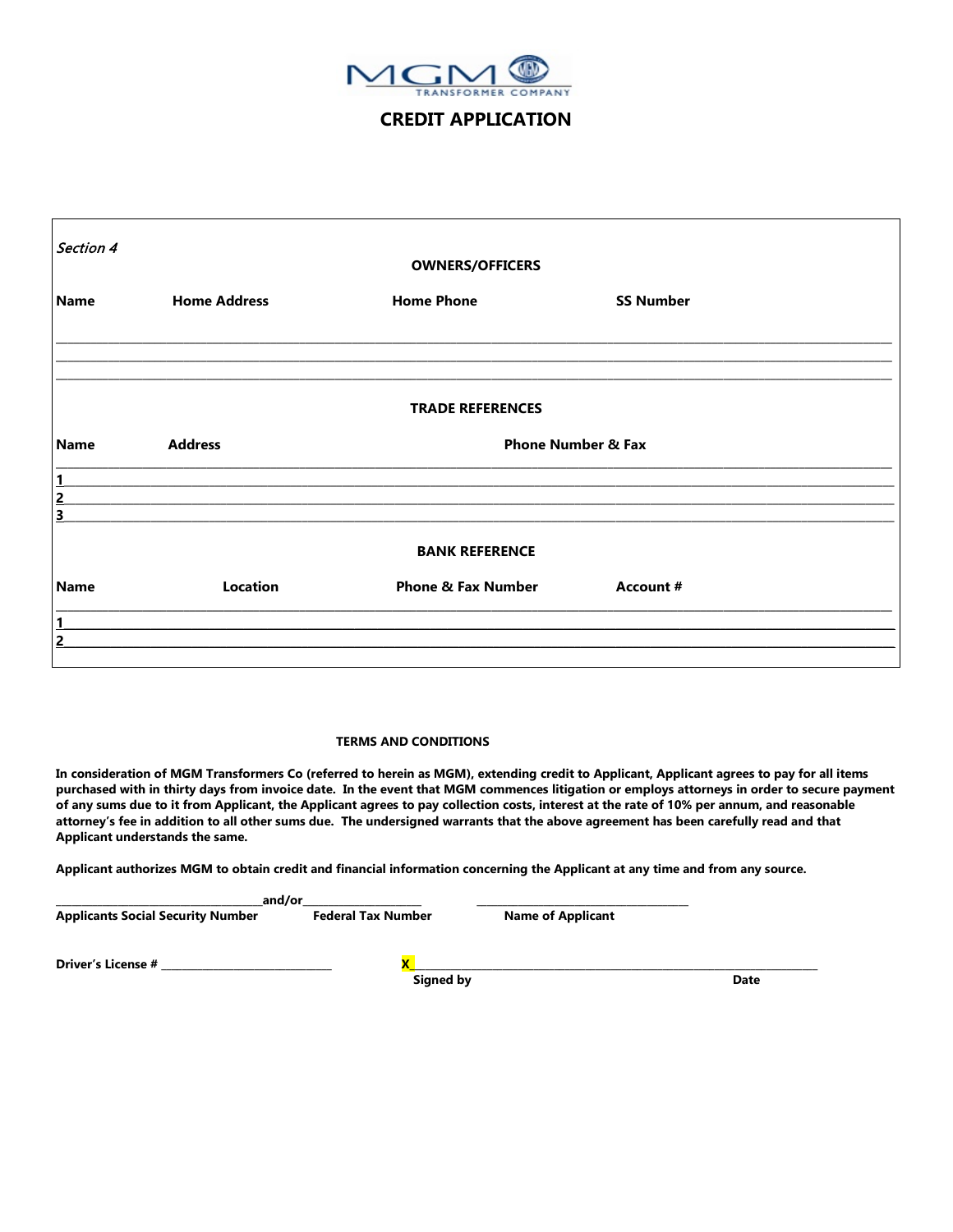MGM TRANSFORMER COMPANY

# CREDIT APPLICATION

*Section 4*

## OWNERS/OFFICERS

| Name | Home Address | Home Phone | SS Number |
|---|---|---|---|
| | | | |
| | | | |
| | | | |

## TRADE REFERENCES

| | Name | Address | Phone Number & Fax |
|---|---|---|---|
| 1 | | | |
| 2 | | | |
| 3 | | | |

## BANK REFERENCE

| | Name | Location | Phone & Fax Number | Account # |
|---|---|---|---|---|
| 1 | | | | |
| 2 | | | | |

**TERMS AND CONDITIONS**

**In consideration of MGM Transformers Co (referred to herein as MGM), extending credit to Applicant, Applicant agrees to pay for all items purchased with in thirty days from invoice date. In the event that MGM commences litigation or employs attorneys in order to secure payment of any sums due to it from Applicant, the Applicant agrees to pay collection costs, interest at the rate of 10% per annum, and reasonable attorney's fee in addition to all other sums due. The undersigned warrants that the above agreement has been carefully read and that Applicant understands the same.**

**Applicant authorizes MGM to obtain credit and financial information concerning the Applicant at any time and from any source.**

____________________**and/or**____________________ ____________________

**Applicants Social Security Number** **Federal Tax Number** **Name of Applicant**

**Driver's License #** ____________________ **X**____________________

**Signed by** **Date**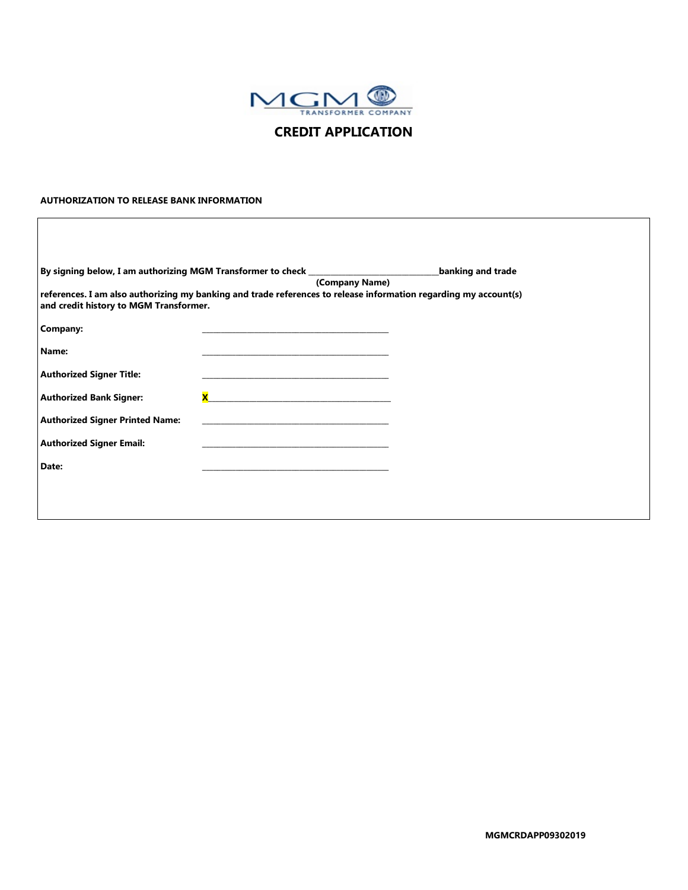MGM TRANSFORMER COMPANY

# CREDIT APPLICATION

**AUTHORIZATION TO RELEASE BANK INFORMATION**

**By signing below, I am authorizing MGM Transformer to check \_\_\_\_\_\_\_\_\_\_\_\_\_\_\_\_\_\_\_\_\_\_\_\_\_\_\_\_\_\_banking and trade**
**(Company Name)**
**references. I am also authorizing my banking and trade references to release information regarding my account(s) and credit history to MGM Transformer.**

**Company:** \_\_\_\_\_\_\_\_\_\_\_\_\_\_\_\_\_\_\_\_\_\_\_\_\_\_\_\_\_\_\_\_\_\_\_\_\_\_\_\_\_\_

**Name:** \_\_\_\_\_\_\_\_\_\_\_\_\_\_\_\_\_\_\_\_\_\_\_\_\_\_\_\_\_\_\_\_\_\_\_\_\_\_\_\_\_\_

**Authorized Signer Title:** \_\_\_\_\_\_\_\_\_\_\_\_\_\_\_\_\_\_\_\_\_\_\_\_\_\_\_\_\_\_\_\_\_\_\_\_\_\_\_\_\_\_

**Authorized Bank Signer:** **X**\_\_\_\_\_\_\_\_\_\_\_\_\_\_\_\_\_\_\_\_\_\_\_\_\_\_\_\_\_\_\_\_\_\_\_\_\_\_\_\_\_\_

**Authorized Signer Printed Name:** \_\_\_\_\_\_\_\_\_\_\_\_\_\_\_\_\_\_\_\_\_\_\_\_\_\_\_\_\_\_\_\_\_\_\_\_\_\_\_\_\_\_

**Authorized Signer Email:** \_\_\_\_\_\_\_\_\_\_\_\_\_\_\_\_\_\_\_\_\_\_\_\_\_\_\_\_\_\_\_\_\_\_\_\_\_\_\_\_\_\_

**Date:** \_\_\_\_\_\_\_\_\_\_\_\_\_\_\_\_\_\_\_\_\_\_\_\_\_\_\_\_\_\_\_\_\_\_\_\_\_\_\_\_\_\_

**MGMCRDAPP09302019**